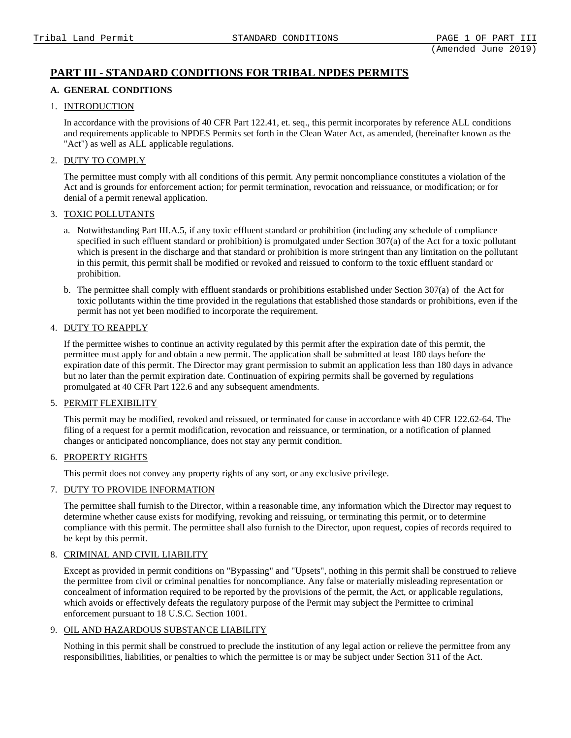# PART III - STANDARD CONDITIONS FOR TRIBAL NPDES PERMITS

## A. GENERAL CONDITIONS

1. INTRODUCTION

   In accordance with the provisions of 40 CFR Part 122.41, et. seq., this permit incorporates by reference ALL conditions and requirements applicable to NPDES Permits set forth in the Clean Water Act, as amended, (hereinafter known as the "Act") as well as ALL applicable regulations.

2. DUTY TO COMPLY

   The permittee must comply with all conditions of this permit. Any permit noncompliance constitutes a violation of the Act and is grounds for enforcement action; for permit termination, revocation and reissuance, or modification; or for denial of a permit renewal application.

3. TOXIC POLLUTANTS

   a. Notwithstanding Part III.A.5, if any toxic effluent standard or prohibition (including any schedule of compliance specified in such effluent standard or prohibition) is promulgated under Section 307(a) of the Act for a toxic pollutant which is present in the discharge and that standard or prohibition is more stringent than any limitation on the pollutant in this permit, this permit shall be modified or revoked and reissued to conform to the toxic effluent standard or prohibition.

   b. The permittee shall comply with effluent standards or prohibitions established under Section 307(a) of the Act for toxic pollutants within the time provided in the regulations that established those standards or prohibitions, even if the permit has not yet been modified to incorporate the requirement.

4. DUTY TO REAPPLY

   If the permittee wishes to continue an activity regulated by this permit after the expiration date of this permit, the permittee must apply for and obtain a new permit. The application shall be submitted at least 180 days before the expiration date of this permit. The Director may grant permission to submit an application less than 180 days in advance but no later than the permit expiration date. Continuation of expiring permits shall be governed by regulations promulgated at 40 CFR Part 122.6 and any subsequent amendments.

5. PERMIT FLEXIBILITY

   This permit may be modified, revoked and reissued, or terminated for cause in accordance with 40 CFR 122.62-64. The filing of a request for a permit modification, revocation and reissuance, or termination, or a notification of planned changes or anticipated noncompliance, does not stay any permit condition.

6. PROPERTY RIGHTS

   This permit does not convey any property rights of any sort, or any exclusive privilege.

7. DUTY TO PROVIDE INFORMATION

   The permittee shall furnish to the Director, within a reasonable time, any information which the Director may request to determine whether cause exists for modifying, revoking and reissuing, or terminating this permit, or to determine compliance with this permit. The permittee shall also furnish to the Director, upon request, copies of records required to be kept by this permit.

8. CRIMINAL AND CIVIL LIABILITY

   Except as provided in permit conditions on "Bypassing" and "Upsets", nothing in this permit shall be construed to relieve the permittee from civil or criminal penalties for noncompliance. Any false or materially misleading representation or concealment of information required to be reported by the provisions of the permit, the Act, or applicable regulations, which avoids or effectively defeats the regulatory purpose of the Permit may subject the Permittee to criminal enforcement pursuant to 18 U.S.C. Section 1001.

9. OIL AND HAZARDOUS SUBSTANCE LIABILITY

   Nothing in this permit shall be construed to preclude the institution of any legal action or relieve the permittee from any responsibilities, liabilities, or penalties to which the permittee is or may be subject under Section 311 of the Act.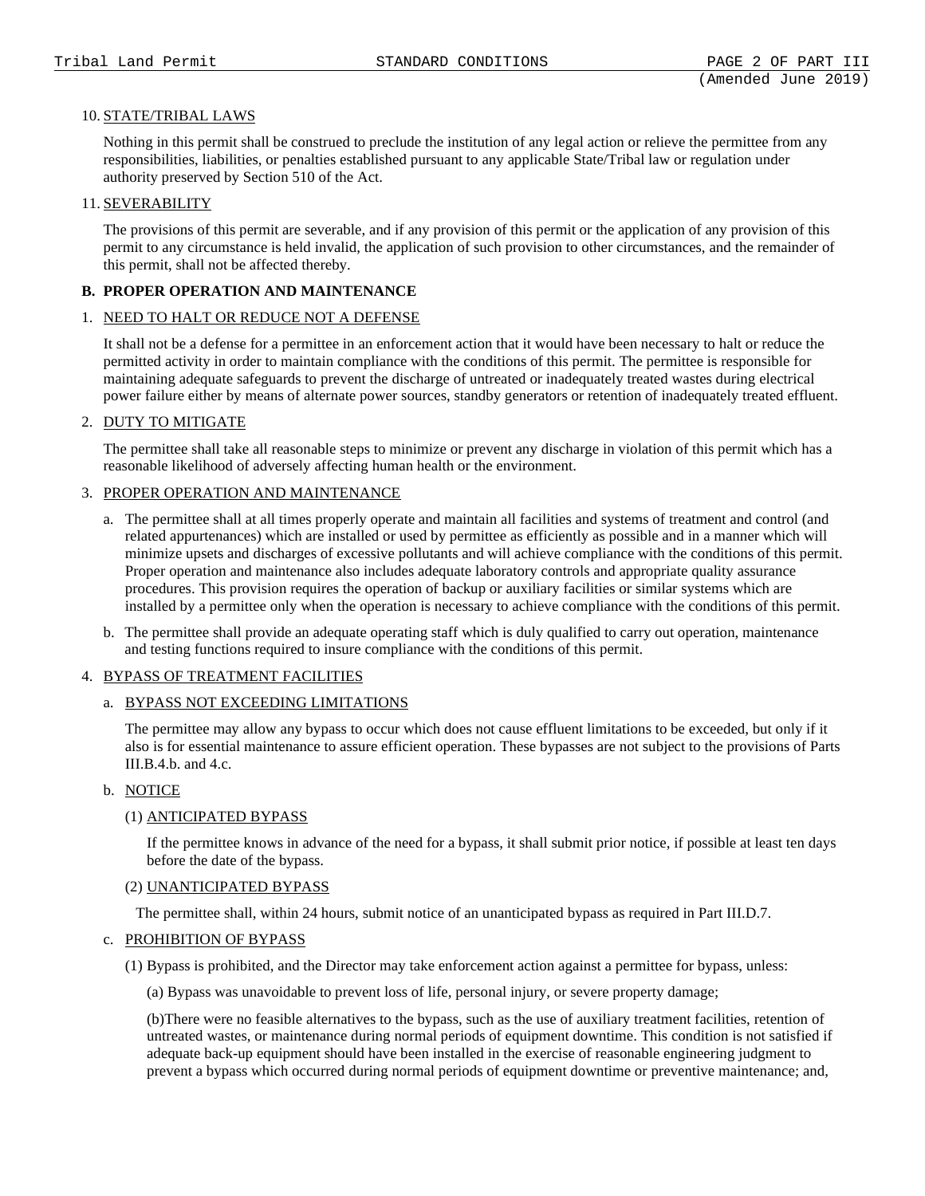10. STATE/TRIBAL LAWS

Nothing in this permit shall be construed to preclude the institution of any legal action or relieve the permittee from any responsibilities, liabilities, or penalties established pursuant to any applicable State/Tribal law or regulation under authority preserved by Section 510 of the Act.

11. SEVERABILITY

The provisions of this permit are severable, and if any provision of this permit or the application of any provision of this permit to any circumstance is held invalid, the application of such provision to other circumstances, and the remainder of this permit, shall not be affected thereby.

**B. PROPER OPERATION AND MAINTENANCE**

1. NEED TO HALT OR REDUCE NOT A DEFENSE

It shall not be a defense for a permittee in an enforcement action that it would have been necessary to halt or reduce the permitted activity in order to maintain compliance with the conditions of this permit. The permittee is responsible for maintaining adequate safeguards to prevent the discharge of untreated or inadequately treated wastes during electrical power failure either by means of alternate power sources, standby generators or retention of inadequately treated effluent.

2. DUTY TO MITIGATE

The permittee shall take all reasonable steps to minimize or prevent any discharge in violation of this permit which has a reasonable likelihood of adversely affecting human health or the environment.

3. PROPER OPERATION AND MAINTENANCE

a. The permittee shall at all times properly operate and maintain all facilities and systems of treatment and control (and related appurtenances) which are installed or used by permittee as efficiently as possible and in a manner which will minimize upsets and discharges of excessive pollutants and will achieve compliance with the conditions of this permit. Proper operation and maintenance also includes adequate laboratory controls and appropriate quality assurance procedures. This provision requires the operation of backup or auxiliary facilities or similar systems which are installed by a permittee only when the operation is necessary to achieve compliance with the conditions of this permit.

b. The permittee shall provide an adequate operating staff which is duly qualified to carry out operation, maintenance and testing functions required to insure compliance with the conditions of this permit.

4. BYPASS OF TREATMENT FACILITIES

a. BYPASS NOT EXCEEDING LIMITATIONS

The permittee may allow any bypass to occur which does not cause effluent limitations to be exceeded, but only if it also is for essential maintenance to assure efficient operation. These bypasses are not subject to the provisions of Parts III.B.4.b. and 4.c.

b. NOTICE

(1) ANTICIPATED BYPASS

If the permittee knows in advance of the need for a bypass, it shall submit prior notice, if possible at least ten days before the date of the bypass.

(2) UNANTICIPATED BYPASS

The permittee shall, within 24 hours, submit notice of an unanticipated bypass as required in Part III.D.7.

c. PROHIBITION OF BYPASS

(1) Bypass is prohibited, and the Director may take enforcement action against a permittee for bypass, unless:

(a) Bypass was unavoidable to prevent loss of life, personal injury, or severe property damage;

(b)There were no feasible alternatives to the bypass, such as the use of auxiliary treatment facilities, retention of untreated wastes, or maintenance during normal periods of equipment downtime. This condition is not satisfied if adequate back-up equipment should have been installed in the exercise of reasonable engineering judgment to prevent a bypass which occurred during normal periods of equipment downtime or preventive maintenance; and,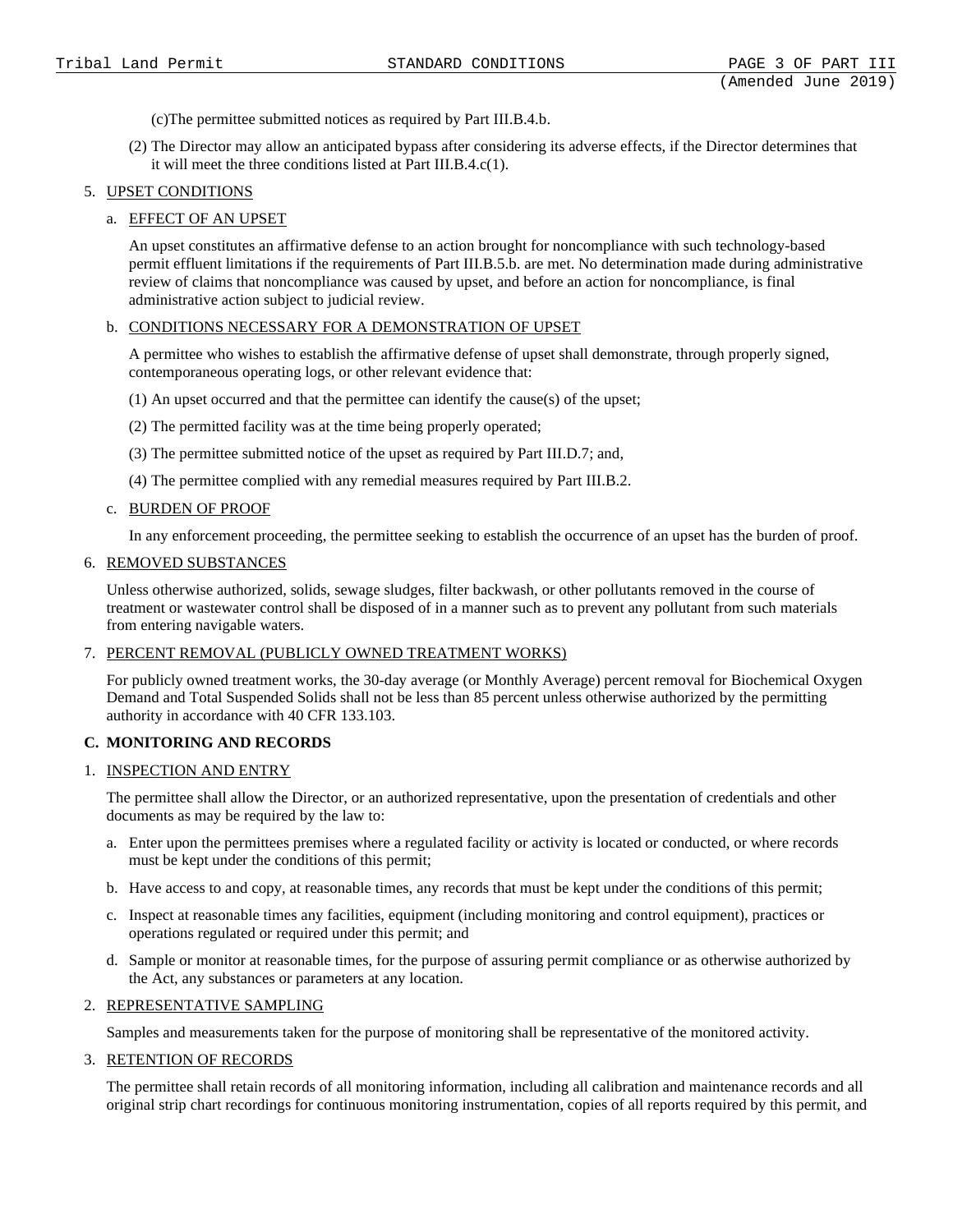(c)The permittee submitted notices as required by Part III.B.4.b.

(2) The Director may allow an anticipated bypass after considering its adverse effects, if the Director determines that it will meet the three conditions listed at Part III.B.4.c(1).

5. UPSET CONDITIONS

a. EFFECT OF AN UPSET

An upset constitutes an affirmative defense to an action brought for noncompliance with such technology-based permit effluent limitations if the requirements of Part III.B.5.b. are met. No determination made during administrative review of claims that noncompliance was caused by upset, and before an action for noncompliance, is final administrative action subject to judicial review.

b. CONDITIONS NECESSARY FOR A DEMONSTRATION OF UPSET

A permittee who wishes to establish the affirmative defense of upset shall demonstrate, through properly signed, contemporaneous operating logs, or other relevant evidence that:

(1) An upset occurred and that the permittee can identify the cause(s) of the upset;

(2) The permitted facility was at the time being properly operated;

(3) The permittee submitted notice of the upset as required by Part III.D.7; and,

(4) The permittee complied with any remedial measures required by Part III.B.2.

c. BURDEN OF PROOF

In any enforcement proceeding, the permittee seeking to establish the occurrence of an upset has the burden of proof.

6. REMOVED SUBSTANCES

Unless otherwise authorized, solids, sewage sludges, filter backwash, or other pollutants removed in the course of treatment or wastewater control shall be disposed of in a manner such as to prevent any pollutant from such materials from entering navigable waters.

7. PERCENT REMOVAL (PUBLICLY OWNED TREATMENT WORKS)

For publicly owned treatment works, the 30-day average (or Monthly Average) percent removal for Biochemical Oxygen Demand and Total Suspended Solids shall not be less than 85 percent unless otherwise authorized by the permitting authority in accordance with 40 CFR 133.103.

**C. MONITORING AND RECORDS**

1. INSPECTION AND ENTRY

The permittee shall allow the Director, or an authorized representative, upon the presentation of credentials and other documents as may be required by the law to:

a. Enter upon the permittees premises where a regulated facility or activity is located or conducted, or where records must be kept under the conditions of this permit;

b. Have access to and copy, at reasonable times, any records that must be kept under the conditions of this permit;

c. Inspect at reasonable times any facilities, equipment (including monitoring and control equipment), practices or operations regulated or required under this permit; and

d. Sample or monitor at reasonable times, for the purpose of assuring permit compliance or as otherwise authorized by the Act, any substances or parameters at any location.

2. REPRESENTATIVE SAMPLING

Samples and measurements taken for the purpose of monitoring shall be representative of the monitored activity.

3. RETENTION OF RECORDS

The permittee shall retain records of all monitoring information, including all calibration and maintenance records and all original strip chart recordings for continuous monitoring instrumentation, copies of all reports required by this permit, and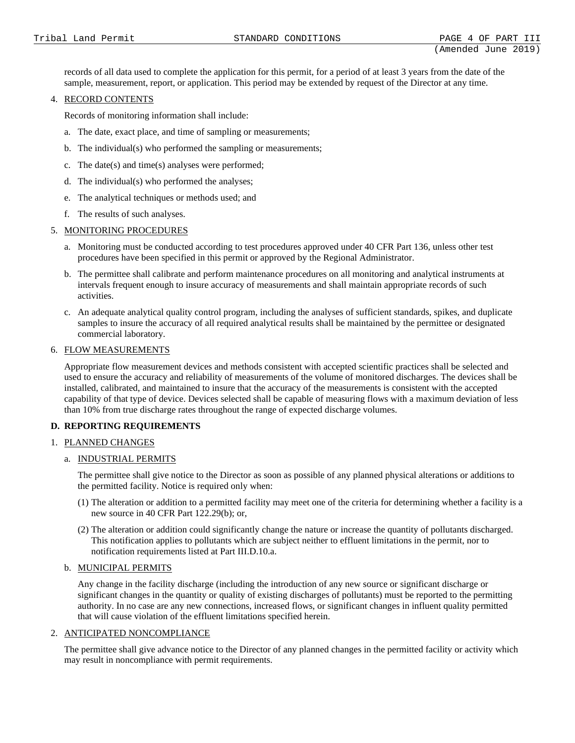records of all data used to complete the application for this permit, for a period of at least 3 years from the date of the sample, measurement, report, or application. This period may be extended by request of the Director at any time.

4. <u>RECORD CONTENTS</u>

   Records of monitoring information shall include:

   a. The date, exact place, and time of sampling or measurements;

   b. The individual(s) who performed the sampling or measurements;

   c. The date(s) and time(s) analyses were performed;

   d. The individual(s) who performed the analyses;

   e. The analytical techniques or methods used; and

   f. The results of such analyses.

5. <u>MONITORING PROCEDURES</u>

   a. Monitoring must be conducted according to test procedures approved under 40 CFR Part 136, unless other test procedures have been specified in this permit or approved by the Regional Administrator.

   b. The permittee shall calibrate and perform maintenance procedures on all monitoring and analytical instruments at intervals frequent enough to insure accuracy of measurements and shall maintain appropriate records of such activities.

   c. An adequate analytical quality control program, including the analyses of sufficient standards, spikes, and duplicate samples to insure the accuracy of all required analytical results shall be maintained by the permittee or designated commercial laboratory.

6. <u>FLOW MEASUREMENTS</u>

   Appropriate flow measurement devices and methods consistent with accepted scientific practices shall be selected and used to ensure the accuracy and reliability of measurements of the volume of monitored discharges. The devices shall be installed, calibrated, and maintained to insure that the accuracy of the measurements is consistent with the accepted capability of that type of device. Devices selected shall be capable of measuring flows with a maximum deviation of less than 10% from true discharge rates throughout the range of expected discharge volumes.

**D. REPORTING REQUIREMENTS**

1. <u>PLANNED CHANGES</u>

   a. <u>INDUSTRIAL PERMITS</u>

      The permittee shall give notice to the Director as soon as possible of any planned physical alterations or additions to the permitted facility. Notice is required only when:

      (1) The alteration or addition to a permitted facility may meet one of the criteria for determining whether a facility is a new source in 40 CFR Part 122.29(b); or,

      (2) The alteration or addition could significantly change the nature or increase the quantity of pollutants discharged. This notification applies to pollutants which are subject neither to effluent limitations in the permit, nor to notification requirements listed at Part III.D.10.a.

   b. <u>MUNICIPAL PERMITS</u>

      Any change in the facility discharge (including the introduction of any new source or significant discharge or significant changes in the quantity or quality of existing discharges of pollutants) must be reported to the permitting authority. In no case are any new connections, increased flows, or significant changes in influent quality permitted that will cause violation of the effluent limitations specified herein.

2. <u>ANTICIPATED NONCOMPLIANCE</u>

   The permittee shall give advance notice to the Director of any planned changes in the permitted facility or activity which may result in noncompliance with permit requirements.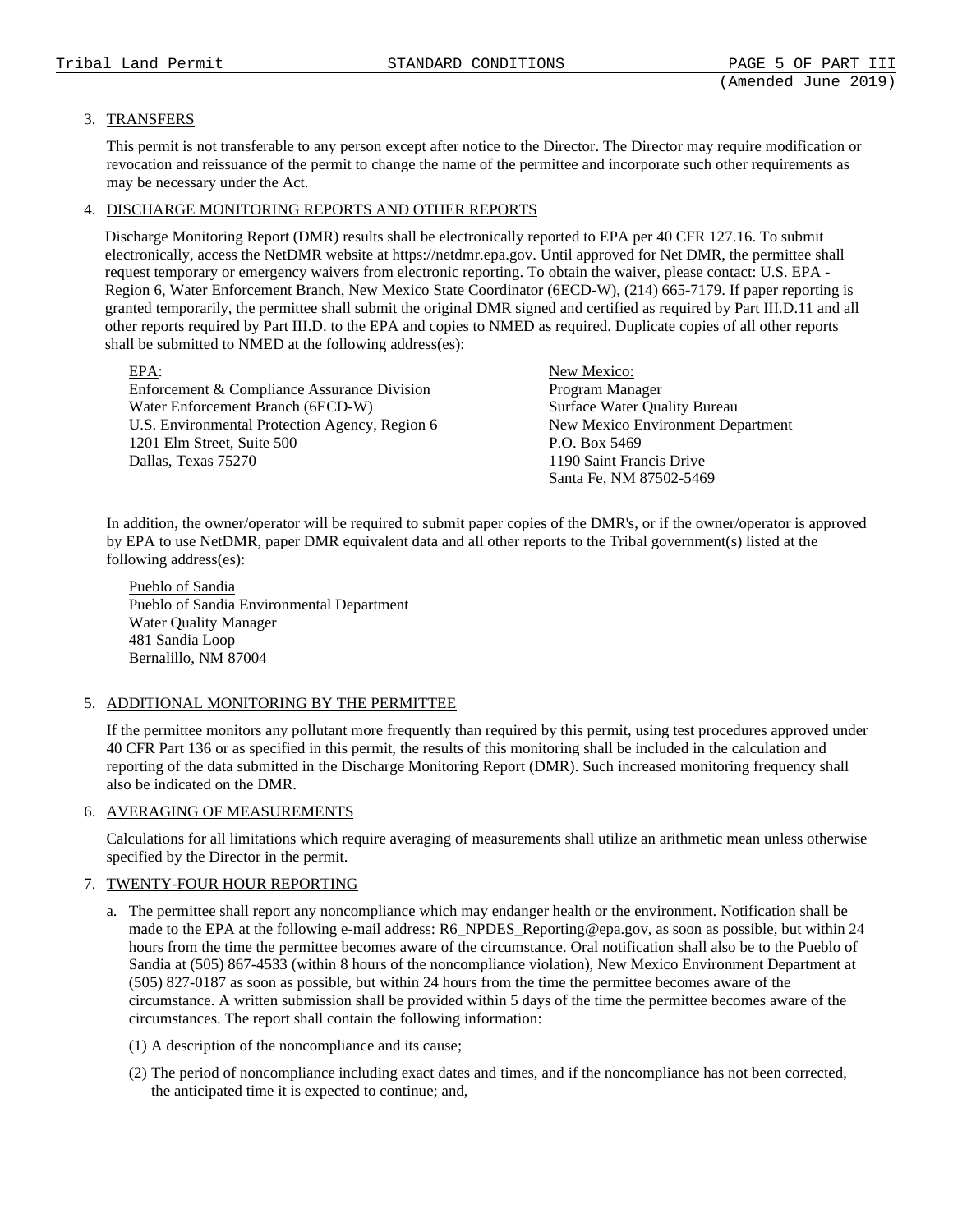3. <u>TRANSFERS</u>

   This permit is not transferable to any person except after notice to the Director. The Director may require modification or revocation and reissuance of the permit to change the name of the permittee and incorporate such other requirements as may be necessary under the Act.

4. <u>DISCHARGE MONITORING REPORTS AND OTHER REPORTS</u>

   Discharge Monitoring Report (DMR) results shall be electronically reported to EPA per 40 CFR 127.16. To submit electronically, access the NetDMR website at https://netdmr.epa.gov. Until approved for Net DMR, the permittee shall request temporary or emergency waivers from electronic reporting. To obtain the waiver, please contact: U.S. EPA - Region 6, Water Enforcement Branch, New Mexico State Coordinator (6ECD-W), (214) 665-7179. If paper reporting is granted temporarily, the permittee shall submit the original DMR signed and certified as required by Part III.D.11 and all other reports required by Part III.D. to the EPA and copies to NMED as required. Duplicate copies of all other reports shall be submitted to NMED at the following address(es):

   <u>EPA</u>:
   Enforcement & Compliance Assurance Division
   Water Enforcement Branch (6ECD-W)
   U.S. Environmental Protection Agency, Region 6
   1201 Elm Street, Suite 500
   Dallas, Texas 75270

   <u>New Mexico:</u>
   Program Manager
   Surface Water Quality Bureau
   New Mexico Environment Department
   P.O. Box 5469
   1190 Saint Francis Drive
   Santa Fe, NM 87502-5469

   In addition, the owner/operator will be required to submit paper copies of the DMR's, or if the owner/operator is approved by EPA to use NetDMR, paper DMR equivalent data and all other reports to the Tribal government(s) listed at the following address(es):

   <u>Pueblo of Sandia</u>
   Pueblo of Sandia Environmental Department
   Water Quality Manager
   481 Sandia Loop
   Bernalillo, NM 87004

5. <u>ADDITIONAL MONITORING BY THE PERMITTEE</u>

   If the permittee monitors any pollutant more frequently than required by this permit, using test procedures approved under 40 CFR Part 136 or as specified in this permit, the results of this monitoring shall be included in the calculation and reporting of the data submitted in the Discharge Monitoring Report (DMR). Such increased monitoring frequency shall also be indicated on the DMR.

6. <u>AVERAGING OF MEASUREMENTS</u>

   Calculations for all limitations which require averaging of measurements shall utilize an arithmetic mean unless otherwise specified by the Director in the permit.

7. <u>TWENTY-FOUR HOUR REPORTING</u>

   a. The permittee shall report any noncompliance which may endanger health or the environment. Notification shall be made to the EPA at the following e-mail address: R6_NPDES_Reporting@epa.gov, as soon as possible, but within 24 hours from the time the permittee becomes aware of the circumstance. Oral notification shall also be to the Pueblo of Sandia at (505) 867-4533 (within 8 hours of the noncompliance violation), New Mexico Environment Department at (505) 827-0187 as soon as possible, but within 24 hours from the time the permittee becomes aware of the circumstance. A written submission shall be provided within 5 days of the time the permittee becomes aware of the circumstances. The report shall contain the following information:

      (1) A description of the noncompliance and its cause;

      (2) The period of noncompliance including exact dates and times, and if the noncompliance has not been corrected, the anticipated time it is expected to continue; and,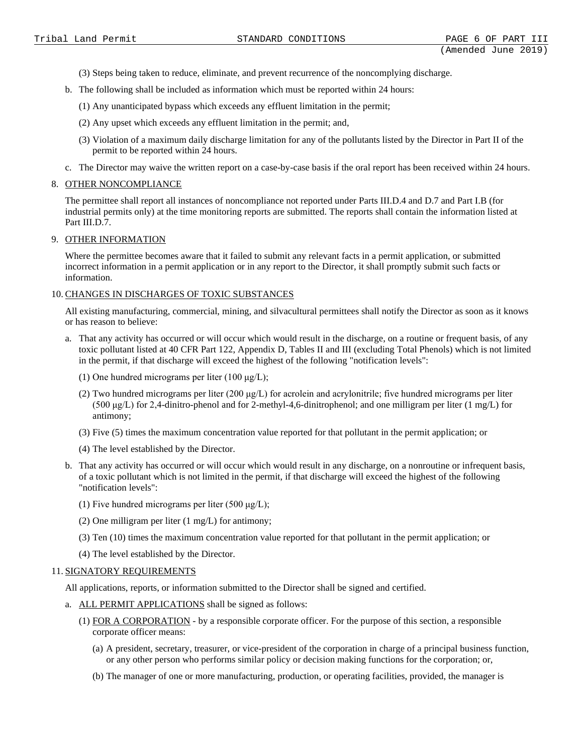(3) Steps being taken to reduce, eliminate, and prevent recurrence of the noncomplying discharge.

b. The following shall be included as information which must be reported within 24 hours:

(1) Any unanticipated bypass which exceeds any effluent limitation in the permit;

(2) Any upset which exceeds any effluent limitation in the permit; and,

(3) Violation of a maximum daily discharge limitation for any of the pollutants listed by the Director in Part II of the permit to be reported within 24 hours.

c. The Director may waive the written report on a case-by-case basis if the oral report has been received within 24 hours.

8. <u>OTHER NONCOMPLIANCE</u>

The permittee shall report all instances of noncompliance not reported under Parts III.D.4 and D.7 and Part I.B (for industrial permits only) at the time monitoring reports are submitted. The reports shall contain the information listed at Part III.D.7.

9. <u>OTHER INFORMATION</u>

Where the permittee becomes aware that it failed to submit any relevant facts in a permit application, or submitted incorrect information in a permit application or in any report to the Director, it shall promptly submit such facts or information.

10. <u>CHANGES IN DISCHARGES OF TOXIC SUBSTANCES</u>

All existing manufacturing, commercial, mining, and silvacultural permittees shall notify the Director as soon as it knows or has reason to believe:

a. That any activity has occurred or will occur which would result in the discharge, on a routine or frequent basis, of any toxic pollutant listed at 40 CFR Part 122, Appendix D, Tables II and III (excluding Total Phenols) which is not limited in the permit, if that discharge will exceed the highest of the following "notification levels":

(1) One hundred micrograms per liter (100 μg/L);

(2) Two hundred micrograms per liter (200 μg/L) for acrolein and acrylonitrile; five hundred micrograms per liter (500 μg/L) for 2,4-dinitro-phenol and for 2-methyl-4,6-dinitrophenol; and one milligram per liter (1 mg/L) for antimony;

(3) Five (5) times the maximum concentration value reported for that pollutant in the permit application; or

(4) The level established by the Director.

b. That any activity has occurred or will occur which would result in any discharge, on a nonroutine or infrequent basis, of a toxic pollutant which is not limited in the permit, if that discharge will exceed the highest of the following "notification levels":

(1) Five hundred micrograms per liter (500 μg/L);

(2) One milligram per liter (1 mg/L) for antimony;

(3) Ten (10) times the maximum concentration value reported for that pollutant in the permit application; or

(4) The level established by the Director.

11. <u>SIGNATORY REQUIREMENTS</u>

All applications, reports, or information submitted to the Director shall be signed and certified.

a. <u>ALL PERMIT APPLICATIONS</u> shall be signed as follows:

(1) <u>FOR A CORPORATION</u> - by a responsible corporate officer. For the purpose of this section, a responsible corporate officer means:

(a) A president, secretary, treasurer, or vice-president of the corporation in charge of a principal business function, or any other person who performs similar policy or decision making functions for the corporation; or,

(b) The manager of one or more manufacturing, production, or operating facilities, provided, the manager is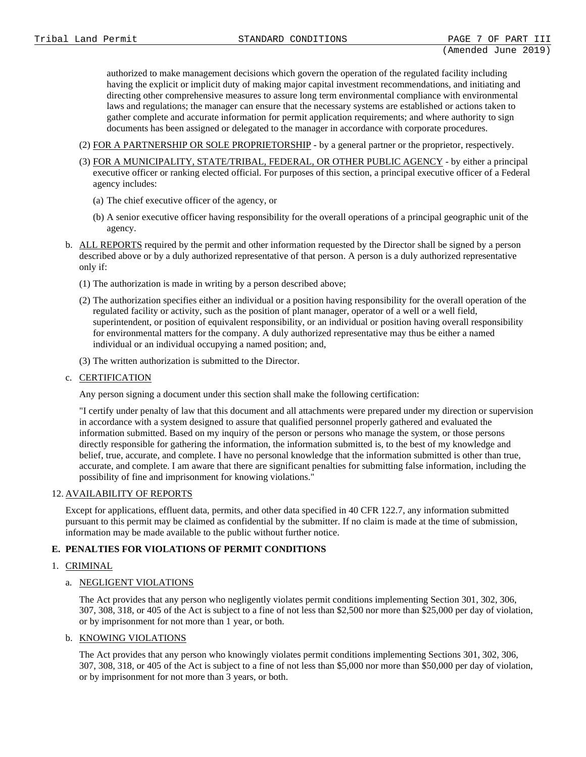authorized to make management decisions which govern the operation of the regulated facility including having the explicit or implicit duty of making major capital investment recommendations, and initiating and directing other comprehensive measures to assure long term environmental compliance with environmental laws and regulations; the manager can ensure that the necessary systems are established or actions taken to gather complete and accurate information for permit application requirements; and where authority to sign documents has been assigned or delegated to the manager in accordance with corporate procedures.

(2) FOR A PARTNERSHIP OR SOLE PROPRIETORSHIP - by a general partner or the proprietor, respectively.

(3) FOR A MUNICIPALITY, STATE/TRIBAL, FEDERAL, OR OTHER PUBLIC AGENCY - by either a principal executive officer or ranking elected official. For purposes of this section, a principal executive officer of a Federal agency includes:

(a) The chief executive officer of the agency, or

(b) A senior executive officer having responsibility for the overall operations of a principal geographic unit of the agency.

b. ALL REPORTS required by the permit and other information requested by the Director shall be signed by a person described above or by a duly authorized representative of that person. A person is a duly authorized representative only if:

(1) The authorization is made in writing by a person described above;

(2) The authorization specifies either an individual or a position having responsibility for the overall operation of the regulated facility or activity, such as the position of plant manager, operator of a well or a well field, superintendent, or position of equivalent responsibility, or an individual or position having overall responsibility for environmental matters for the company. A duly authorized representative may thus be either a named individual or an individual occupying a named position; and,

(3) The written authorization is submitted to the Director.

c. CERTIFICATION

Any person signing a document under this section shall make the following certification:

"I certify under penalty of law that this document and all attachments were prepared under my direction or supervision in accordance with a system designed to assure that qualified personnel properly gathered and evaluated the information submitted. Based on my inquiry of the person or persons who manage the system, or those persons directly responsible for gathering the information, the information submitted is, to the best of my knowledge and belief, true, accurate, and complete. I have no personal knowledge that the information submitted is other than true, accurate, and complete. I am aware that there are significant penalties for submitting false information, including the possibility of fine and imprisonment for knowing violations."

12. AVAILABILITY OF REPORTS

Except for applications, effluent data, permits, and other data specified in 40 CFR 122.7, any information submitted pursuant to this permit may be claimed as confidential by the submitter. If no claim is made at the time of submission, information may be made available to the public without further notice.

## E. PENALTIES FOR VIOLATIONS OF PERMIT CONDITIONS

1. CRIMINAL

a. NEGLIGENT VIOLATIONS

The Act provides that any person who negligently violates permit conditions implementing Section 301, 302, 306, 307, 308, 318, or 405 of the Act is subject to a fine of not less than $2,500 nor more than $25,000 per day of violation, or by imprisonment for not more than 1 year, or both.

b. KNOWING VIOLATIONS

The Act provides that any person who knowingly violates permit conditions implementing Sections 301, 302, 306, 307, 308, 318, or 405 of the Act is subject to a fine of not less than $5,000 nor more than $50,000 per day of violation, or by imprisonment for not more than 3 years, or both.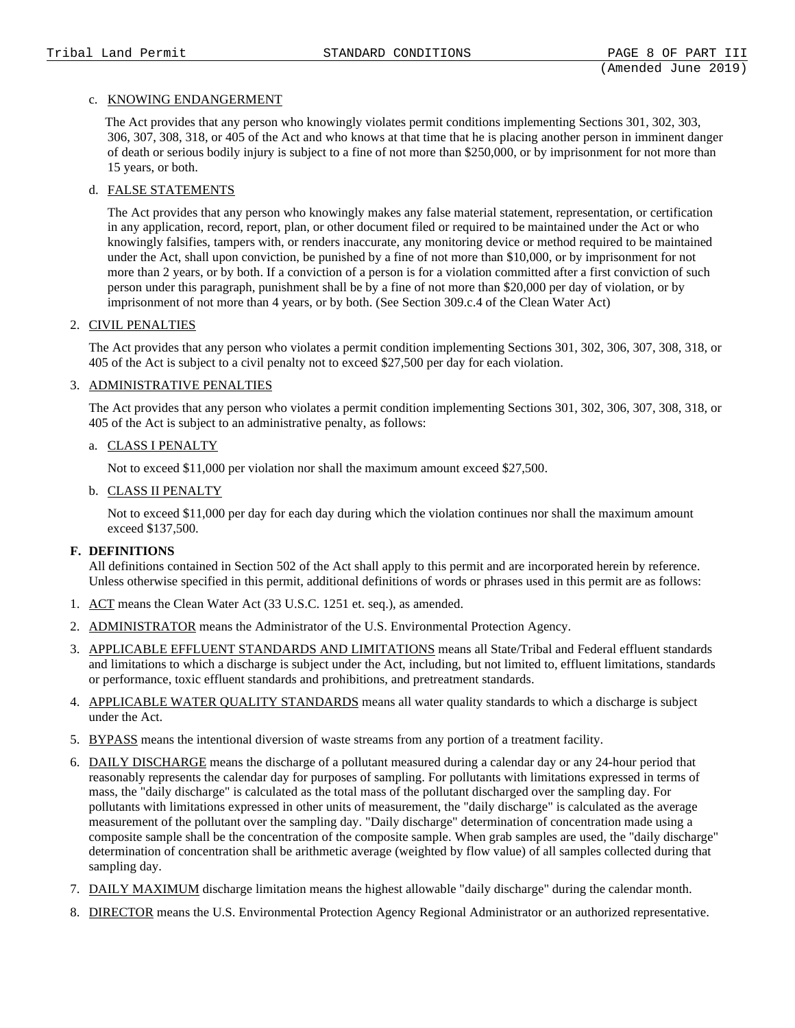c. KNOWING ENDANGERMENT

The Act provides that any person who knowingly violates permit conditions implementing Sections 301, 302, 303, 306, 307, 308, 318, or 405 of the Act and who knows at that time that he is placing another person in imminent danger of death or serious bodily injury is subject to a fine of not more than $250,000, or by imprisonment for not more than 15 years, or both.

d. FALSE STATEMENTS

The Act provides that any person who knowingly makes any false material statement, representation, or certification in any application, record, report, plan, or other document filed or required to be maintained under the Act or who knowingly falsifies, tampers with, or renders inaccurate, any monitoring device or method required to be maintained under the Act, shall upon conviction, be punished by a fine of not more than $10,000, or by imprisonment for not more than 2 years, or by both. If a conviction of a person is for a violation committed after a first conviction of such person under this paragraph, punishment shall be by a fine of not more than $20,000 per day of violation, or by imprisonment of not more than 4 years, or by both. (See Section 309.c.4 of the Clean Water Act)

2. CIVIL PENALTIES

The Act provides that any person who violates a permit condition implementing Sections 301, 302, 306, 307, 308, 318, or 405 of the Act is subject to a civil penalty not to exceed $27,500 per day for each violation.

3. ADMINISTRATIVE PENALTIES

The Act provides that any person who violates a permit condition implementing Sections 301, 302, 306, 307, 308, 318, or 405 of the Act is subject to an administrative penalty, as follows:

a. CLASS I PENALTY

Not to exceed $11,000 per violation nor shall the maximum amount exceed $27,500.

b. CLASS II PENALTY

Not to exceed $11,000 per day for each day during which the violation continues nor shall the maximum amount exceed $137,500.

**F. DEFINITIONS**

All definitions contained in Section 502 of the Act shall apply to this permit and are incorporated herein by reference. Unless otherwise specified in this permit, additional definitions of words or phrases used in this permit are as follows:

1. ACT means the Clean Water Act (33 U.S.C. 1251 et. seq.), as amended.
2. ADMINISTRATOR means the Administrator of the U.S. Environmental Protection Agency.
3. APPLICABLE EFFLUENT STANDARDS AND LIMITATIONS means all State/Tribal and Federal effluent standards and limitations to which a discharge is subject under the Act, including, but not limited to, effluent limitations, standards or performance, toxic effluent standards and prohibitions, and pretreatment standards.
4. APPLICABLE WATER QUALITY STANDARDS means all water quality standards to which a discharge is subject under the Act.
5. BYPASS means the intentional diversion of waste streams from any portion of a treatment facility.
6. DAILY DISCHARGE means the discharge of a pollutant measured during a calendar day or any 24-hour period that reasonably represents the calendar day for purposes of sampling. For pollutants with limitations expressed in terms of mass, the "daily discharge" is calculated as the total mass of the pollutant discharged over the sampling day. For pollutants with limitations expressed in other units of measurement, the "daily discharge" is calculated as the average measurement of the pollutant over the sampling day. "Daily discharge" determination of concentration made using a composite sample shall be the concentration of the composite sample. When grab samples are used, the "daily discharge" determination of concentration shall be arithmetic average (weighted by flow value) of all samples collected during that sampling day.
7. DAILY MAXIMUM discharge limitation means the highest allowable "daily discharge" during the calendar month.
8. DIRECTOR means the U.S. Environmental Protection Agency Regional Administrator or an authorized representative.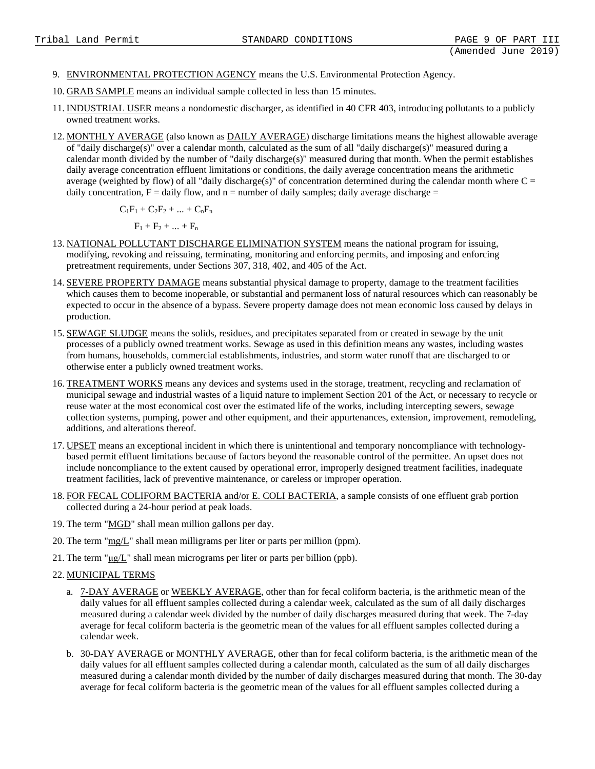9. <u>ENVIRONMENTAL PROTECTION AGENCY</u> means the U.S. Environmental Protection Agency.

10. <u>GRAB SAMPLE</u> means an individual sample collected in less than 15 minutes.

11. <u>INDUSTRIAL USER</u> means a nondomestic discharger, as identified in 40 CFR 403, introducing pollutants to a publicly owned treatment works.

12. <u>MONTHLY AVERAGE</u> (also known as <u>DAILY AVERAGE</u>) discharge limitations means the highest allowable average of "daily discharge(s)" over a calendar month, calculated as the sum of all "daily discharge(s)" measured during a calendar month divided by the number of "daily discharge(s)" measured during that month. When the permit establishes daily average concentration effluent limitations or conditions, the daily average concentration means the arithmetic average (weighted by flow) of all "daily discharge(s)" of concentration determined during the calendar month where C = daily concentration, F = daily flow, and n = number of daily samples; daily average discharge =

$$\frac{C_1F_1 + C_2F_2 + ... + C_nF_n}{F_1 + F_2 + ... + F_n}$$

13. <u>NATIONAL POLLUTANT DISCHARGE ELIMINATION SYSTEM</u> means the national program for issuing, modifying, revoking and reissuing, terminating, monitoring and enforcing permits, and imposing and enforcing pretreatment requirements, under Sections 307, 318, 402, and 405 of the Act.

14. <u>SEVERE PROPERTY DAMAGE</u> means substantial physical damage to property, damage to the treatment facilities which causes them to become inoperable, or substantial and permanent loss of natural resources which can reasonably be expected to occur in the absence of a bypass. Severe property damage does not mean economic loss caused by delays in production.

15. <u>SEWAGE SLUDGE</u> means the solids, residues, and precipitates separated from or created in sewage by the unit processes of a publicly owned treatment works. Sewage as used in this definition means any wastes, including wastes from humans, households, commercial establishments, industries, and storm water runoff that are discharged to or otherwise enter a publicly owned treatment works.

16. <u>TREATMENT WORKS</u> means any devices and systems used in the storage, treatment, recycling and reclamation of municipal sewage and industrial wastes of a liquid nature to implement Section 201 of the Act, or necessary to recycle or reuse water at the most economical cost over the estimated life of the works, including intercepting sewers, sewage collection systems, pumping, power and other equipment, and their appurtenances, extension, improvement, remodeling, additions, and alterations thereof.

17. <u>UPSET</u> means an exceptional incident in which there is unintentional and temporary noncompliance with technology-based permit effluent limitations because of factors beyond the reasonable control of the permittee. An upset does not include noncompliance to the extent caused by operational error, improperly designed treatment facilities, inadequate treatment facilities, lack of preventive maintenance, or careless or improper operation.

18. <u>FOR FECAL COLIFORM BACTERIA and/or E. COLI BACTERIA</u>, a sample consists of one effluent grab portion collected during a 24-hour period at peak loads.

19. The term "<u>MGD</u>" shall mean million gallons per day.

20. The term "<u>mg/L</u>" shall mean milligrams per liter or parts per million (ppm).

21. The term "<u>µg/L</u>" shall mean micrograms per liter or parts per billion (ppb).

22. <u>MUNICIPAL TERMS</u>

    a. <u>7-DAY AVERAGE</u> or <u>WEEKLY AVERAGE</u>, other than for fecal coliform bacteria, is the arithmetic mean of the daily values for all effluent samples collected during a calendar week, calculated as the sum of all daily discharges measured during a calendar week divided by the number of daily discharges measured during that week. The 7-day average for fecal coliform bacteria is the geometric mean of the values for all effluent samples collected during a calendar week.

    b. <u>30-DAY AVERAGE</u> or <u>MONTHLY AVERAGE</u>, other than for fecal coliform bacteria, is the arithmetic mean of the daily values for all effluent samples collected during a calendar month, calculated as the sum of all daily discharges measured during a calendar month divided by the number of daily discharges measured during that month. The 30-day average for fecal coliform bacteria is the geometric mean of the values for all effluent samples collected during a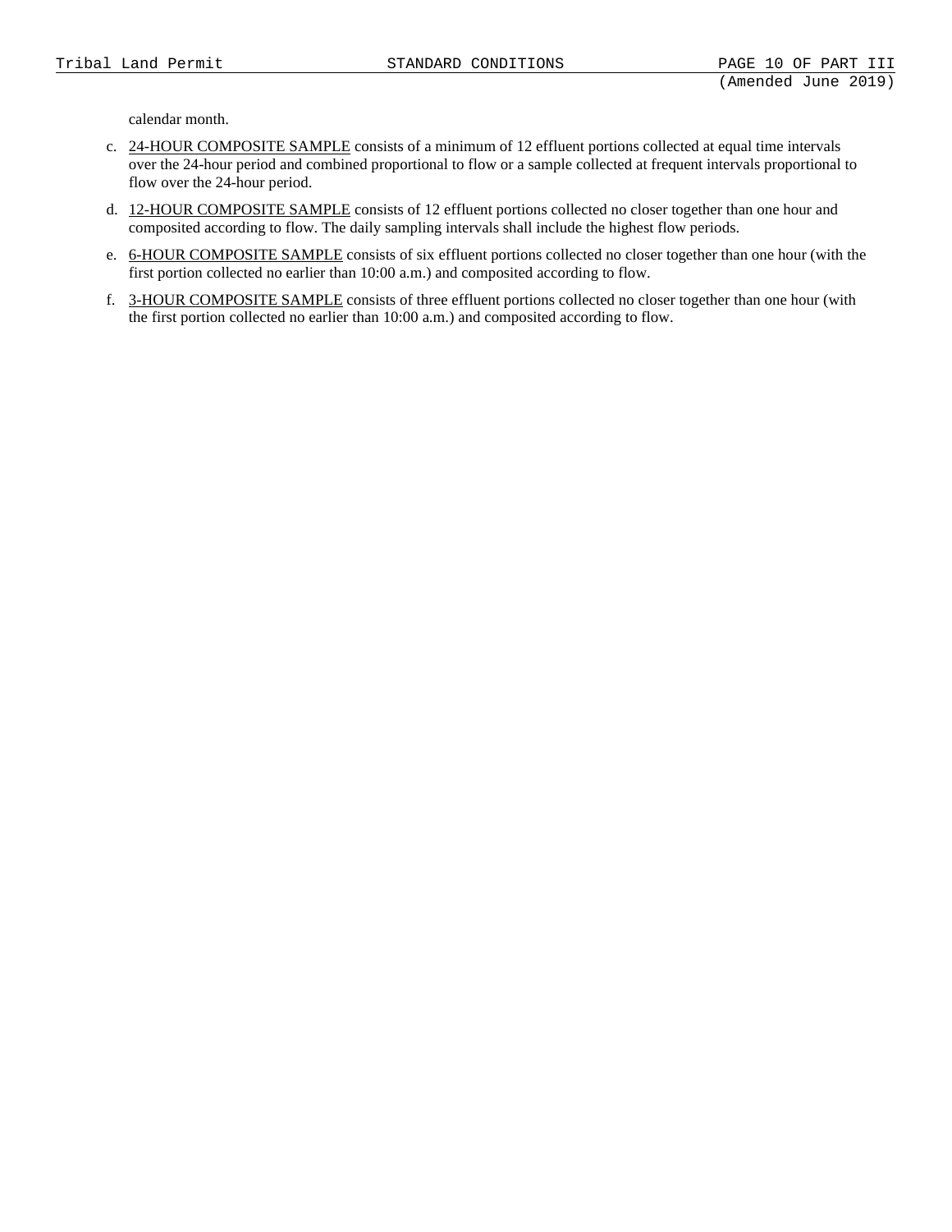calendar month.

c. <u>24-HOUR COMPOSITE SAMPLE</u> consists of a minimum of 12 effluent portions collected at equal time intervals over the 24-hour period and combined proportional to flow or a sample collected at frequent intervals proportional to flow over the 24-hour period.

d. <u>12-HOUR COMPOSITE SAMPLE</u> consists of 12 effluent portions collected no closer together than one hour and composited according to flow. The daily sampling intervals shall include the highest flow periods.

e. <u>6-HOUR COMPOSITE SAMPLE</u> consists of six effluent portions collected no closer together than one hour (with the first portion collected no earlier than 10:00 a.m.) and composited according to flow.

f. <u>3-HOUR COMPOSITE SAMPLE</u> consists of three effluent portions collected no closer together than one hour (with the first portion collected no earlier than 10:00 a.m.) and composited according to flow.